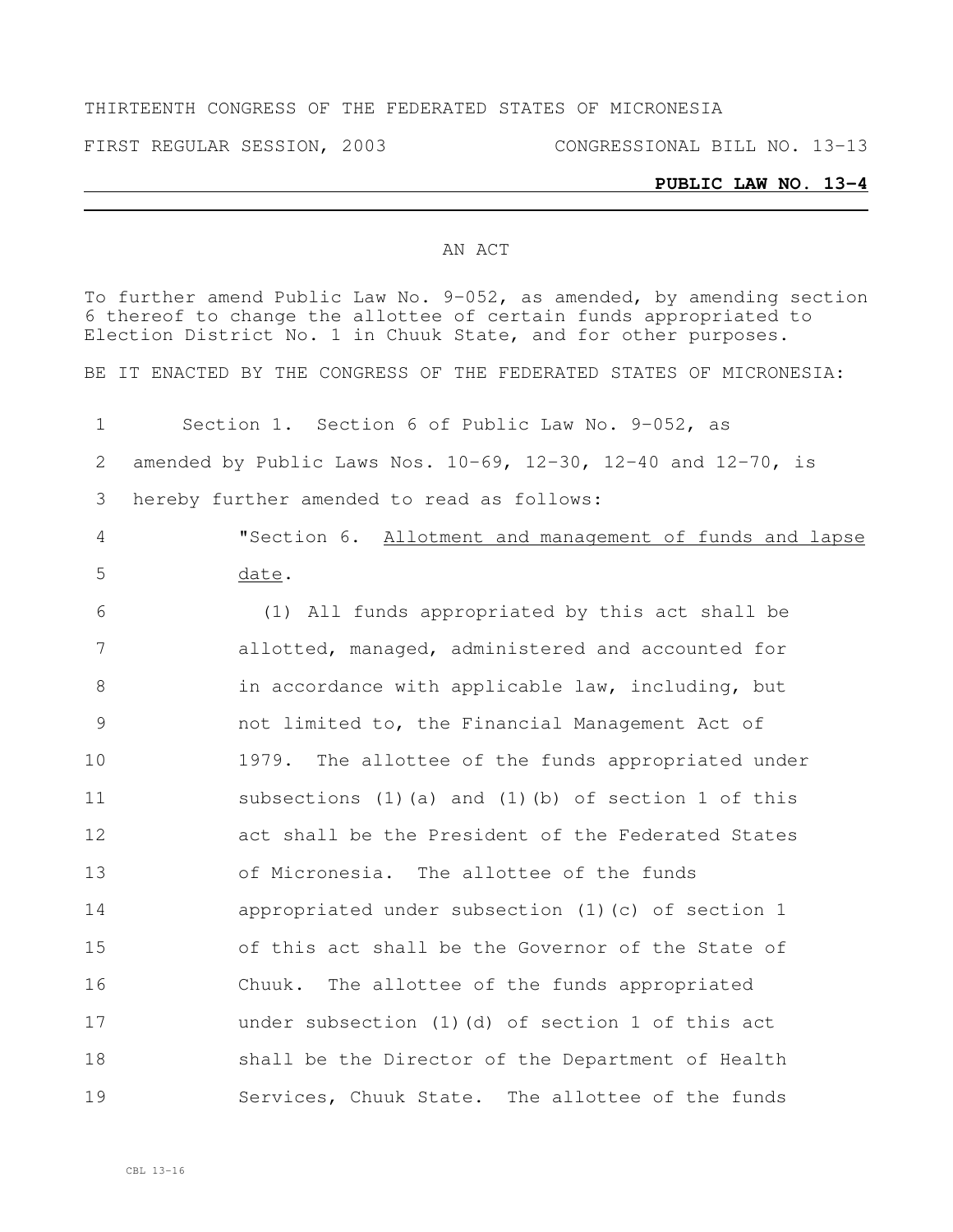THIRTEENTH CONGRESS OF THE FEDERATED STATES OF MICRONESIA

FIRST REGULAR SESSION, 2003 CONGRESSIONAL BILL NO. 13-13

**PUBLIC LAW NO. 13-4**

AN ACT

To further amend Public Law No. 9-052, as amended, by amending section 6 thereof to change the allottee of certain funds appropriated to Election District No. 1 in Chuuk State, and for other purposes.

BE IT ENACTED BY THE CONGRESS OF THE FEDERATED STATES OF MICRONESIA:

1 Section 1. Section 6 of Public Law No. 9-052, as
2 amended by Public Laws Nos. 10-69, 12-30, 12-40 and 12-70, is
3 hereby further amended to read as follows:

4 "Section 6. Allotment and management of funds and lapse
5 date.

6 (1) All funds appropriated by this act shall be
7 allotted, managed, administered and accounted for
8 in accordance with applicable law, including, but
9 not limited to, the Financial Management Act of
10 1979. The allottee of the funds appropriated under
11 subsections (1)(a) and (1)(b) of section 1 of this
12 act shall be the President of the Federated States
13 of Micronesia. The allottee of the funds
14 appropriated under subsection (1)(c) of section 1
15 of this act shall be the Governor of the State of
16 Chuuk. The allottee of the funds appropriated
17 under subsection (1)(d) of section 1 of this act
18 shall be the Director of the Department of Health
19 Services, Chuuk State. The allottee of the funds

CBL 13-16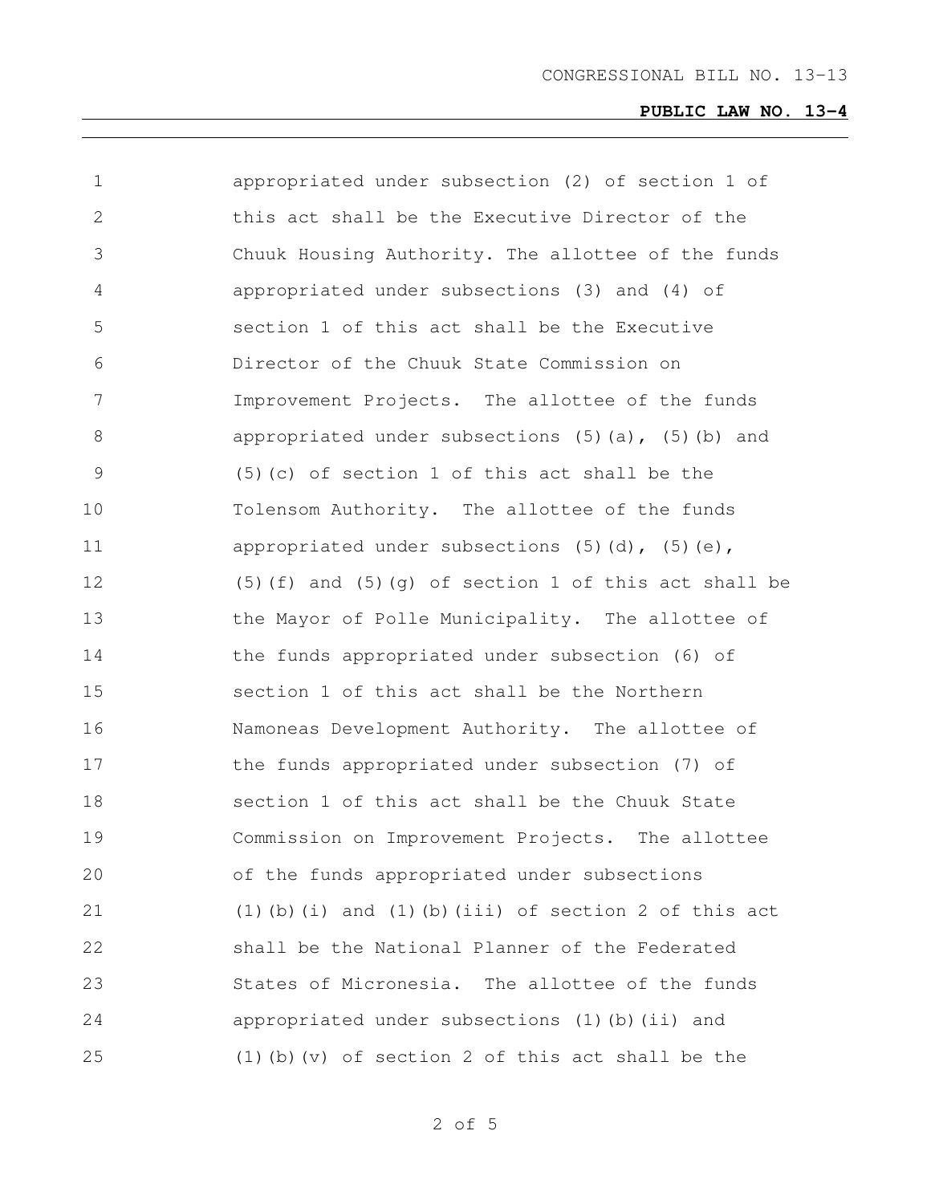appropriated under subsection (2) of section 1 of this act shall be the Executive Director of the Chuuk Housing Authority. The allottee of the funds appropriated under subsections (3) and (4) of section 1 of this act shall be the Executive Director of the Chuuk State Commission on Improvement Projects. The allottee of the funds appropriated under subsections (5)(a), (5)(b) and (5)(c) of section 1 of this act shall be the Tolensom Authority. The allottee of the funds appropriated under subsections (5)(d), (5)(e), (5)(f) and (5)(g) of section 1 of this act shall be the Mayor of Polle Municipality. The allottee of the funds appropriated under subsection (6) of section 1 of this act shall be the Northern Namoneas Development Authority. The allottee of the funds appropriated under subsection (7) of section 1 of this act shall be the Chuuk State Commission on Improvement Projects. The allottee of the funds appropriated under subsections (1)(b)(i) and (1)(b)(iii) of section 2 of this act shall be the National Planner of the Federated States of Micronesia. The allottee of the funds appropriated under subsections (1)(b)(ii) and (1)(b)(v) of section 2 of this act shall be the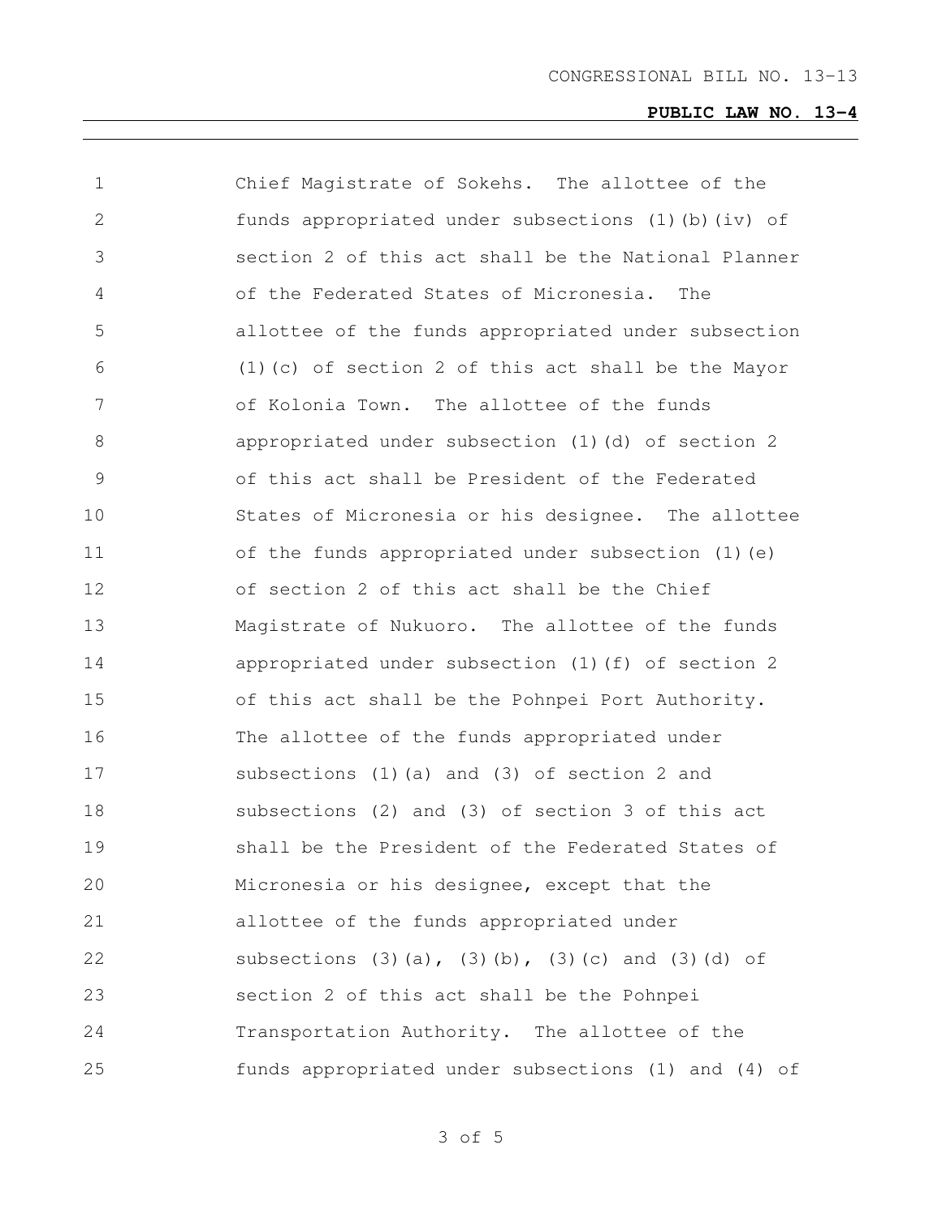Chief Magistrate of Sokehs. The allottee of the funds appropriated under subsections (1)(b)(iv) of section 2 of this act shall be the National Planner of the Federated States of Micronesia. The allottee of the funds appropriated under subsection (1)(c) of section 2 of this act shall be the Mayor of Kolonia Town. The allottee of the funds appropriated under subsection (1)(d) of section 2 of this act shall be President of the Federated States of Micronesia or his designee. The allottee of the funds appropriated under subsection (1)(e) of section 2 of this act shall be the Chief Magistrate of Nukuoro. The allottee of the funds appropriated under subsection (1)(f) of section 2 of this act shall be the Pohnpei Port Authority. The allottee of the funds appropriated under subsections (1)(a) and (3) of section 2 and subsections (2) and (3) of section 3 of this act shall be the President of the Federated States of Micronesia or his designee, except that the allottee of the funds appropriated under subsections (3)(a), (3)(b), (3)(c) and (3)(d) of section 2 of this act shall be the Pohnpei Transportation Authority. The allottee of the funds appropriated under subsections (1) and (4) of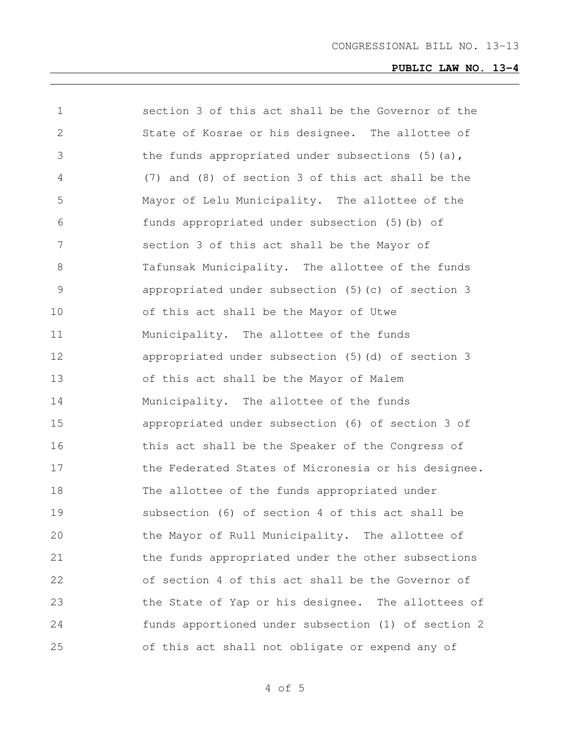section 3 of this act shall be the Governor of the State of Kosrae or his designee. The allottee of the funds appropriated under subsections (5)(a), (7) and (8) of section 3 of this act shall be the Mayor of Lelu Municipality. The allottee of the funds appropriated under subsection (5)(b) of section 3 of this act shall be the Mayor of Tafunsak Municipality. The allottee of the funds appropriated under subsection (5)(c) of section 3 of this act shall be the Mayor of Utwe Municipality. The allottee of the funds appropriated under subsection (5)(d) of section 3 of this act shall be the Mayor of Malem Municipality. The allottee of the funds appropriated under subsection (6) of section 3 of this act shall be the Speaker of the Congress of the Federated States of Micronesia or his designee. The allottee of the funds appropriated under subsection (6) of section 4 of this act shall be the Mayor of Rull Municipality. The allottee of the funds appropriated under the other subsections of section 4 of this act shall be the Governor of the State of Yap or his designee. The allottees of funds apportioned under subsection (1) of section 2 of this act shall not obligate or expend any of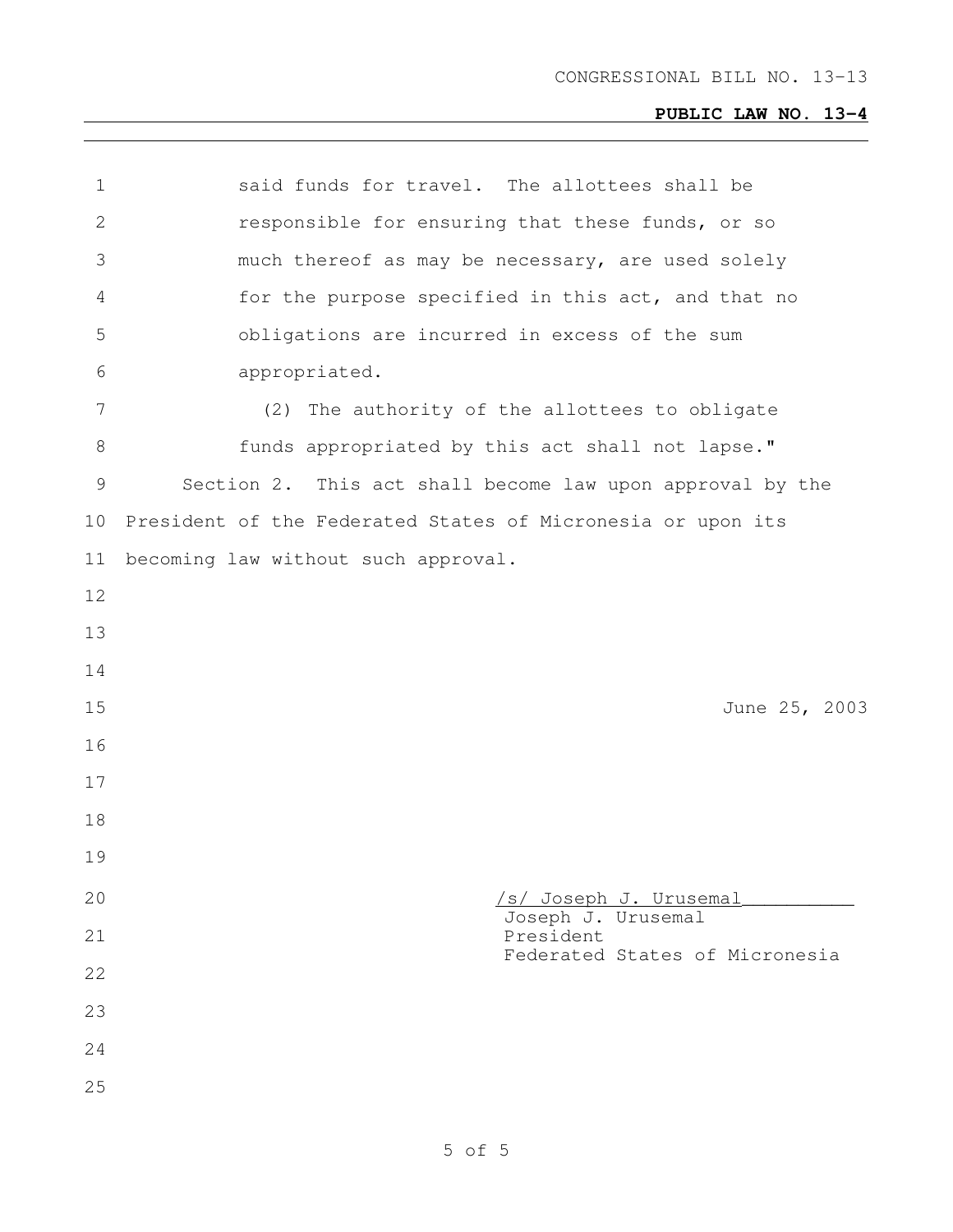said funds for travel. The allottees shall be responsible for ensuring that these funds, or so much thereof as may be necessary, are used solely for the purpose specified in this act, and that no obligations are incurred in excess of the sum appropriated.

(2) The authority of the allottees to obligate funds appropriated by this act shall not lapse."

Section 2. This act shall become law upon approval by the President of the Federated States of Micronesia or upon its becoming law without such approval.

June 25, 2003

/s/ Joseph J. Urusemal
Joseph J. Urusemal
President
Federated States of Micronesia